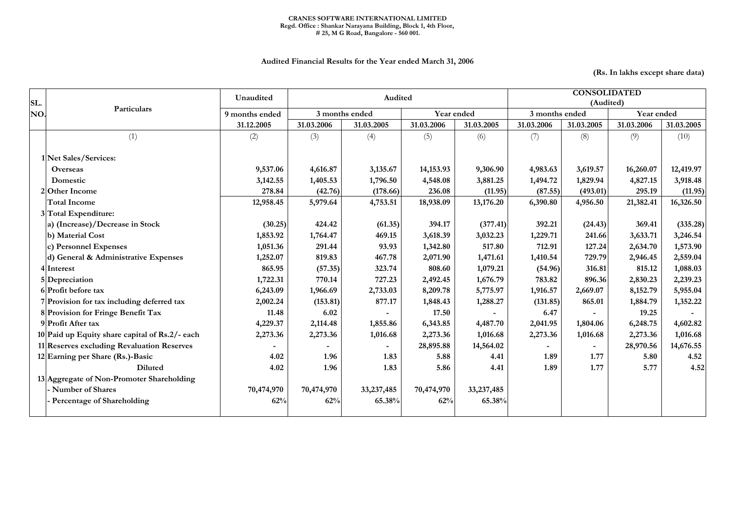**CRANES SOFTWARE INTERNATIONAL LIMITED**
**Regd. Office : Shankar Narayana Building, Block 1, 4th Floor,**
**# 25, M G Road, Bangalore - 560 001.**

## Audited Financial Results for the Year ended March 31, 2006

**(Rs. In lakhs except share data)**

| SL. NO. | Particulars | Unaudited | Audited | | | | CONSOLIDATED (Audited) | | | |
|---|---|---|---|---|---|---|---|---|---|---|
| | | 9 months ended | 3 months ended | | Year ended | | 3 months ended | | Year ended | |
| | | 31.12.2005 | 31.03.2006 | 31.03.2005 | 31.03.2006 | 31.03.2005 | 31.03.2006 | 31.03.2005 | 31.03.2006 | 31.03.2005 |
| | (1) | (2) | (3) | (4) | (5) | (6) | (7) | (8) | (9) | (10) |
| 1 | **Net Sales/Services:** | | | | | | | | | |
| | **Overseas** | 9,537.06 | 4,616.87 | 3,135.67 | 14,153.93 | 9,306.90 | 4,983.63 | 3,619.57 | 16,260.07 | 12,419.97 |
| | **Domestic** | 3,142.55 | 1,405.53 | 1,796.50 | 4,548.08 | 3,881.25 | 1,494.72 | 1,829.94 | 4,827.15 | 3,918.48 |
| 2 | **Other Income** | 278.84 | (42.76) | (178.66) | 236.08 | (11.95) | (87.55) | (493.01) | 295.19 | (11.95) |
| | **Total Income** | 12,958.45 | 5,979.64 | 4,753.51 | 18,938.09 | 13,176.20 | 6,390.80 | 4,956.50 | 21,382.41 | 16,326.50 |
| 3 | **Total Expenditure:** | | | | | | | | | |
| | **a) (Increase)/Decrease in Stock** | (30.25) | 424.42 | (61.35) | 394.17 | (377.41) | 392.21 | (24.43) | 369.41 | (335.28) |
| | **b) Material Cost** | 1,853.92 | 1,764.47 | 469.15 | 3,618.39 | 3,032.23 | 1,229.71 | 241.66 | 3,633.71 | 3,246.54 |
| | **c) Personnel Expenses** | 1,051.36 | 291.44 | 93.93 | 1,342.80 | 517.80 | 712.91 | 127.24 | 2,634.70 | 1,573.90 |
| | **d) General & Administrative Expenses** | 1,252.07 | 819.83 | 467.78 | 2,071.90 | 1,471.61 | 1,410.54 | 729.79 | 2,946.45 | 2,559.04 |
| 4 | **Interest** | 865.95 | (57.35) | 323.74 | 808.60 | 1,079.21 | (54.96) | 316.81 | 815.12 | 1,088.03 |
| 5 | **Depreciation** | 1,722.31 | 770.14 | 727.23 | 2,492.45 | 1,676.79 | 783.82 | 896.36 | 2,830.23 | 2,239.23 |
| 6 | **Profit before tax** | 6,243.09 | 1,966.69 | 2,733.03 | 8,209.78 | 5,775.97 | 1,916.57 | 2,669.07 | 8,152.79 | 5,955.04 |
| 7 | **Provision for tax including deferred tax** | 2,002.24 | (153.81) | 877.17 | 1,848.43 | 1,288.27 | (131.85) | 865.01 | 1,884.79 | 1,352.22 |
| 8 | **Provision for Fringe Benefit Tax** | 11.48 | 6.02 | - | 17.50 | - | 6.47 | - | 19.25 | - |
| 9 | **Profit After tax** | 4,229.37 | 2,114.48 | 1,855.86 | 6,343.85 | 4,487.70 | 2,041.95 | 1,804.06 | 6,248.75 | 4,602.82 |
| 10 | **Paid up Equity share capital of Rs.2/- each** | 2,273.36 | 2,273.36 | 1,016.68 | 2,273.36 | 1,016.68 | 2,273.36 | 1,016.68 | 2,273.36 | 1,016.68 |
| 11 | **Reserves excluding Revaluation Reserves** | - | - | - | 28,895.88 | 14,564.02 | - | - | 28,970.56 | 14,676.55 |
| 12 | **Earning per Share (Rs.)-Basic** | 4.02 | 1.96 | 1.83 | 5.88 | 4.41 | 1.89 | 1.77 | 5.80 | 4.52 |
| | **Diluted** | 4.02 | 1.96 | 1.83 | 5.86 | 4.41 | 1.89 | 1.77 | 5.77 | 4.52 |
| 13 | **Aggregate of Non-Promoter Shareholding** | | | | | | | | | |
| | **- Number of Shares** | 70,474,970 | 70,474,970 | 33,237,485 | 70,474,970 | 33,237,485 | | | | |
| | **- Percentage of Shareholding** | 62% | 62% | 65.38% | 62% | 65.38% | | | | |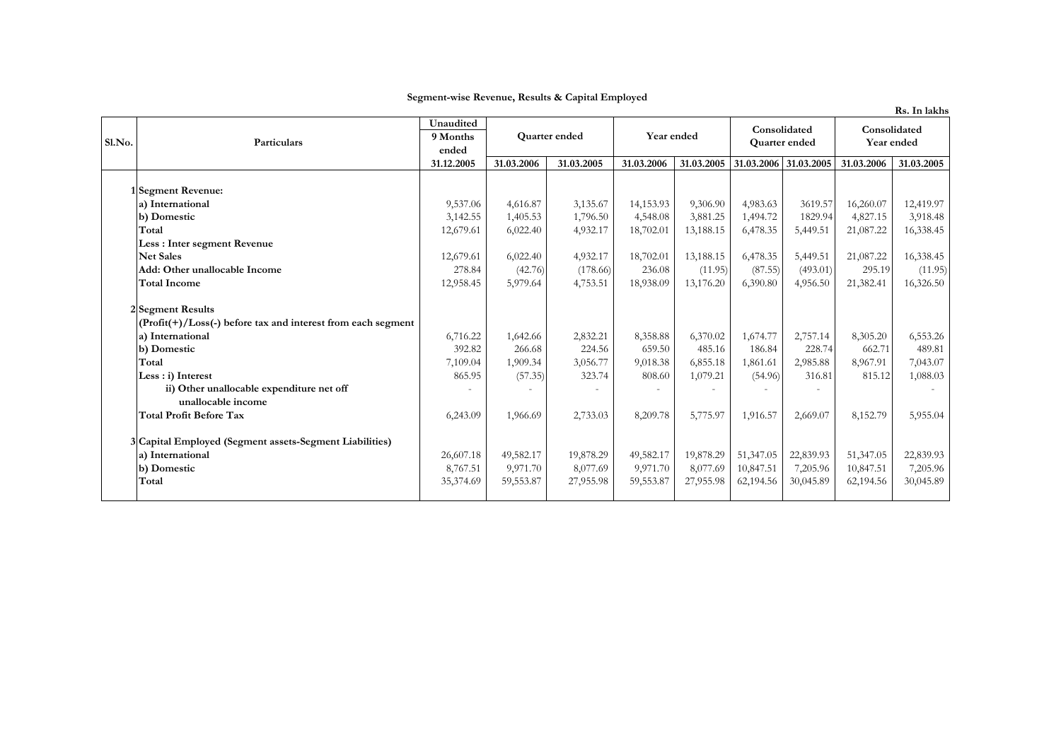**Segment-wise Revenue, Results & Capital Employed**

Rs. In lakhs

| Sl.No. | Particulars | Unaudited 9 Months ended | Quarter ended | | Year ended | | Consolidated Quarter ended | | Consolidated Year ended | |
|---|---|---|---|---|---|---|---|---|---|---|
| | | 31.12.2005 | 31.03.2006 | 31.03.2005 | 31.03.2006 | 31.03.2005 | 31.03.2006 | 31.03.2005 | 31.03.2006 | 31.03.2005 |
| 1 | **Segment Revenue:** | | | | | | | | | |
| | **a) International** | 9,537.06 | 4,616.87 | 3,135.67 | 14,153.93 | 9,306.90 | 4,983.63 | 3619.57 | 16,260.07 | 12,419.97 |
| | **b) Domestic** | 3,142.55 | 1,405.53 | 1,796.50 | 4,548.08 | 3,881.25 | 1,494.72 | 1829.94 | 4,827.15 | 3,918.48 |
| | **Total** | 12,679.61 | 6,022.40 | 4,932.17 | 18,702.01 | 13,188.15 | 6,478.35 | 5,449.51 | 21,087.22 | 16,338.45 |
| | **Less : Inter segment Revenue** | | | | | | | | | |
| | **Net Sales** | 12,679.61 | 6,022.40 | 4,932.17 | 18,702.01 | 13,188.15 | 6,478.35 | 5,449.51 | 21,087.22 | 16,338.45 |
| | **Add: Other unallocable Income** | 278.84 | (42.76) | (178.66) | 236.08 | (11.95) | (87.55) | (493.01) | 295.19 | (11.95) |
| | **Total Income** | 12,958.45 | 5,979.64 | 4,753.51 | 18,938.09 | 13,176.20 | 6,390.80 | 4,956.50 | 21,382.41 | 16,326.50 |
| 2 | **Segment Results** | | | | | | | | | |
| | **(Profit(+)/Loss(-) before tax and interest from each segment** | | | | | | | | | |
| | **a) International** | 6,716.22 | 1,642.66 | 2,832.21 | 8,358.88 | 6,370.02 | 1,674.77 | 2,757.14 | 8,305.20 | 6,553.26 |
| | **b) Domestic** | 392.82 | 266.68 | 224.56 | 659.50 | 485.16 | 186.84 | 228.74 | 662.71 | 489.81 |
| | **Total** | 7,109.04 | 1,909.34 | 3,056.77 | 9,018.38 | 6,855.18 | 1,861.61 | 2,985.88 | 8,967.91 | 7,043.07 |
| | **Less : i) Interest** | 865.95 | (57.35) | 323.74 | 808.60 | 1,079.21 | (54.96) | 316.81 | 815.12 | 1,088.03 |
| | **ii) Other unallocable expenditure net off unallocable income** | - | - | - | - | - | - | - | | - |
| | **Total Profit Before Tax** | 6,243.09 | 1,966.69 | 2,733.03 | 8,209.78 | 5,775.97 | 1,916.57 | 2,669.07 | 8,152.79 | 5,955.04 |
| 3 | **Capital Employed (Segment assets-Segment Liabilities)** | | | | | | | | | |
| | **a) International** | 26,607.18 | 49,582.17 | 19,878.29 | 49,582.17 | 19,878.29 | 51,347.05 | 22,839.93 | 51,347.05 | 22,839.93 |
| | **b) Domestic** | 8,767.51 | 9,971.70 | 8,077.69 | 9,971.70 | 8,077.69 | 10,847.51 | 7,205.96 | 10,847.51 | 7,205.96 |
| | **Total** | 35,374.69 | 59,553.87 | 27,955.98 | 59,553.87 | 27,955.98 | 62,194.56 | 30,045.89 | 62,194.56 | 30,045.89 |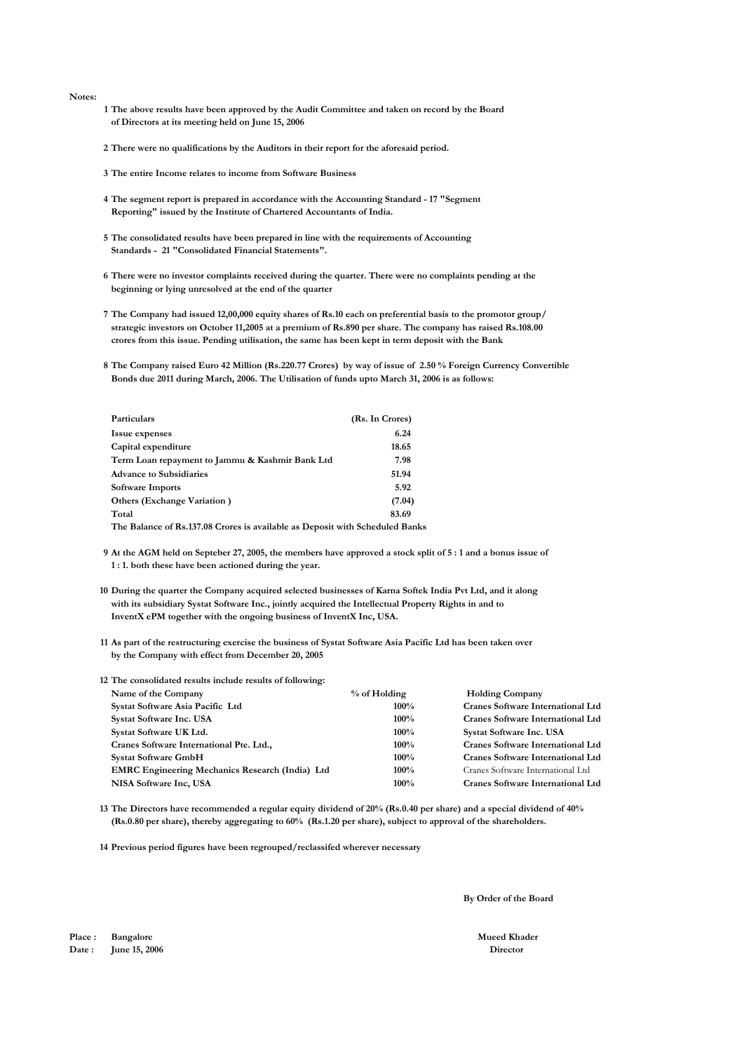**Notes:**

1 The above results have been approved by the Audit Committee and taken on record by the Board of Directors at its meeting held on June 15, 2006

2 There were no qualifications by the Auditors in their report for the aforesaid period.

3 The entire Income relates to income from Software Business

4 The segment report is prepared in accordance with the Accounting Standard - 17 "Segment Reporting" issued by the Institute of Chartered Accountants of India.

5 The consolidated results have been prepared in line with the requirements of Accounting Standards - 21 "Consolidated Financial Statements".

6 There were no investor complaints received during the quarter. There were no complaints pending at the beginning or lying unresolved at the end of the quarter

7 The Company had issued 12,00,000 equity shares of Rs.10 each on preferential basis to the promotor group/ strategic investors on October 11,2005 at a premium of Rs.890 per share. The company has raised Rs.108.00 crores from this issue. Pending utilisation, the same has been kept in term deposit with the Bank

8 The Company raised Euro 42 Million (Rs.220.77 Crores) by way of issue of 2.50 % Foreign Currency Convertible Bonds due 2011 during March, 2006. The Utilisation of funds upto March 31, 2006 is as follows:

| Particulars | (Rs. In Crores) |
|---|---|
| Issue expenses | 6.24 |
| Capital expenditure | 18.65 |
| Term Loan repayment to Jammu & Kashmir Bank Ltd | 7.98 |
| Advance to Subsidiaries | 51.94 |
| Software Imports | 5.92 |
| Others (Exchange Variation ) | (7.04) |
| Total | 83.69 |

The Balance of Rs.137.08 Crores is available as Deposit with Scheduled Banks

9 At the AGM held on Septeber 27, 2005, the members have approved a stock split of 5 : 1 and a bonus issue of 1 : 1. both these have been actioned during the year.

10 During the quarter the Company acquired selected businesses of Karna Softek India Pvt Ltd, and it along with its subsidiary Systat Software Inc., jointly acquired the Intellectual Property Rights in and to InventX ePM together with the ongoing business of InventX Inc, USA.

11 As part of the restructuring exercise the business of Systat Software Asia Pacific Ltd has been taken over by the Company with effect from December 20, 2005

12 The consolidated results include results of following:

| Name of the Company | % of Holding | Holding Company |
|---|---|---|
| Systat Software Asia Pacific Ltd | 100% | Cranes Software International Ltd |
| Systat Software Inc. USA | 100% | Cranes Software International Ltd |
| Systat Software UK Ltd. | 100% | Systat Software Inc. USA |
| Cranes Software International Pte. Ltd., | 100% | Cranes Software International Ltd |
| Systat Software GmbH | 100% | Cranes Software International Ltd |
| EMRC Engineering Mechanics Research (India) Ltd | 100% | Cranes Software International Ltd |
| NISA Software Inc, USA | 100% | Cranes Software International Ltd |

13 The Directors have recommended a regular equity dividend of 20% (Rs.0.40 per share) and a special dividend of 40% (Rs.0.80 per share), thereby aggregating to 60% (Rs.1.20 per share), subject to approval of the shareholders.

14 Previous period figures have been regrouped/reclassifed wherever necessary

By Order of the Board

Place : Bangalore
Date : June 15, 2006

Mueed Khader
Director